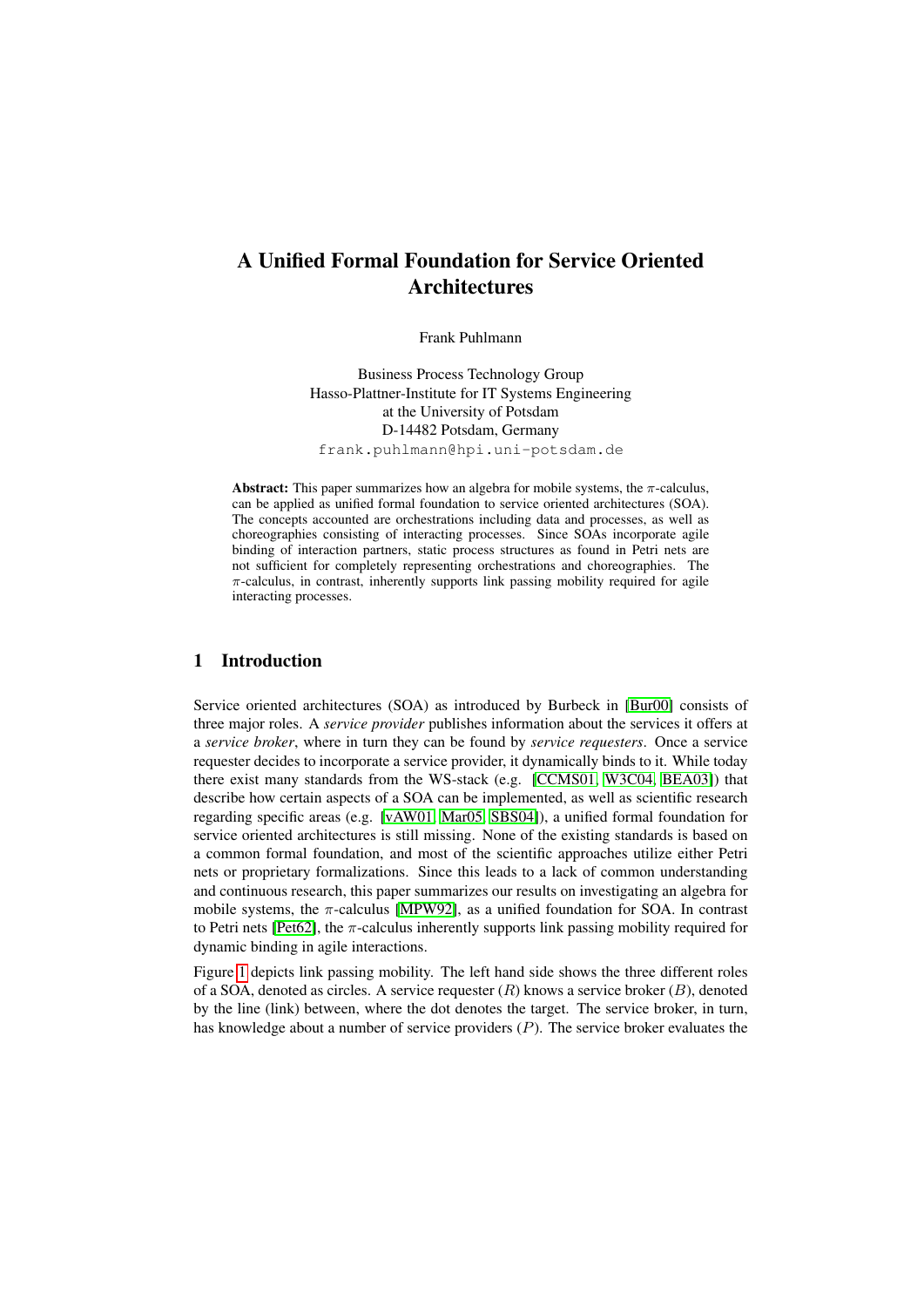# A Unified Formal Foundation for Service Oriented Architectures

Frank Puhlmann

Business Process Technology Group
Hasso-Plattner-Institute for IT Systems Engineering
at the University of Potsdam
D-14482 Potsdam, Germany
frank.puhlmann@hpi.uni-potsdam.de

**Abstract:** This paper summarizes how an algebra for mobile systems, the $\pi$-calculus, can be applied as unified formal foundation to service oriented architectures (SOA). The concepts accounted are orchestrations including data and processes, as well as choreographies consisting of interacting processes. Since SOAs incorporate agile binding of interaction partners, static process structures as found in Petri nets are not sufficient for completely representing orchestrations and choreographies. The $\pi$-calculus, in contrast, inherently supports link passing mobility required for agile interacting processes.

## 1 Introduction

Service oriented architectures (SOA) as introduced by Burbeck in [Bur00] consists of three major roles. A *service provider* publishes information about the services it offers at a *service broker*, where in turn they can be found by *service requesters*. Once a service requester decides to incorporate a service provider, it dynamically binds to it. While today there exist many standards from the WS-stack (e.g. [CCMS01, W3C04, BEA03]) that describe how certain aspects of a SOA can be implemented, as well as scientific research regarding specific areas (e.g. [vAW01, Mar05, SBS04]), a unified formal foundation for service oriented architectures is still missing. None of the existing standards is based on a common formal foundation, and most of the scientific approaches utilize either Petri nets or proprietary formalizations. Since this leads to a lack of common understanding and continuous research, this paper summarizes our results on investigating an algebra for mobile systems, the $\pi$-calculus [MPW92], as a unified foundation for SOA. In contrast to Petri nets [Pet62], the $\pi$-calculus inherently supports link passing mobility required for dynamic binding in agile interactions.

Figure 1 depicts link passing mobility. The left hand side shows the three different roles of a SOA, denoted as circles. A service requester ($R$) knows a service broker ($B$), denoted by the line (link) between, where the dot denotes the target. The service broker, in turn, has knowledge about a number of service providers ($P$). The service broker evaluates the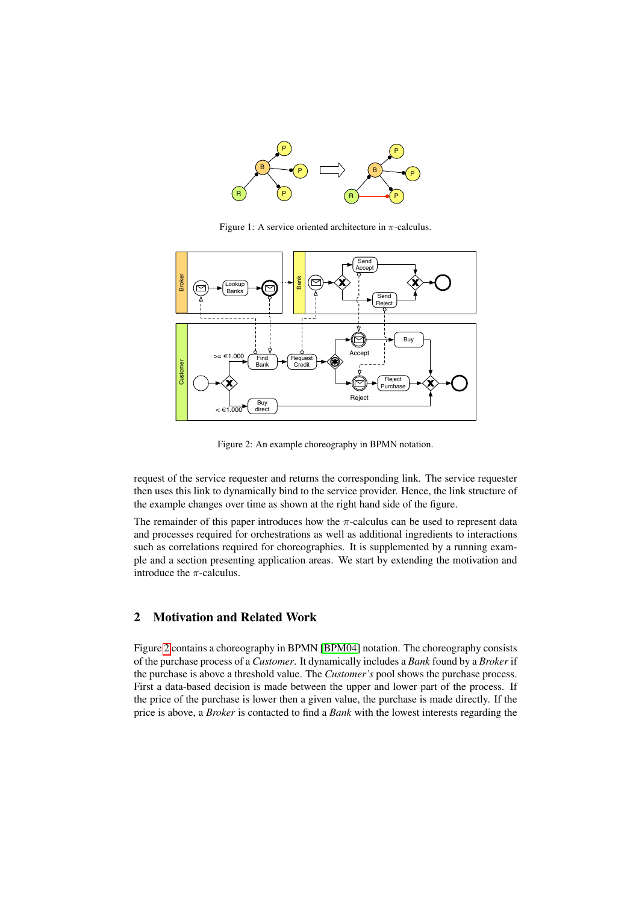Figure 1: A service oriented architecture in $\pi$-calculus.

Figure 2: An example choreography in BPMN notation.

request of the service requester and returns the corresponding link. The service requester then uses this link to dynamically bind to the service provider. Hence, the link structure of the example changes over time as shown at the right hand side of the figure.

The remainder of this paper introduces how the $\pi$-calculus can be used to represent data and processes required for orchestrations as well as additional ingredients to interactions such as correlations required for choreographies. It is supplemented by a running example and a section presenting application areas. We start by extending the motivation and introduce the $\pi$-calculus.

## 2 Motivation and Related Work

Figure 2 contains a choreography in BPMN [BPM04] notation. The choreography consists of the purchase process of a *Customer*. It dynamically includes a *Bank* found by a *Broker* if the purchase is above a threshold value. The *Customer's* pool shows the purchase process. First a data-based decision is made between the upper and lower part of the process. If the price of the purchase is lower then a given value, the purchase is made directly. If the price is above, a *Broker* is contacted to find a *Bank* with the lowest interests regarding the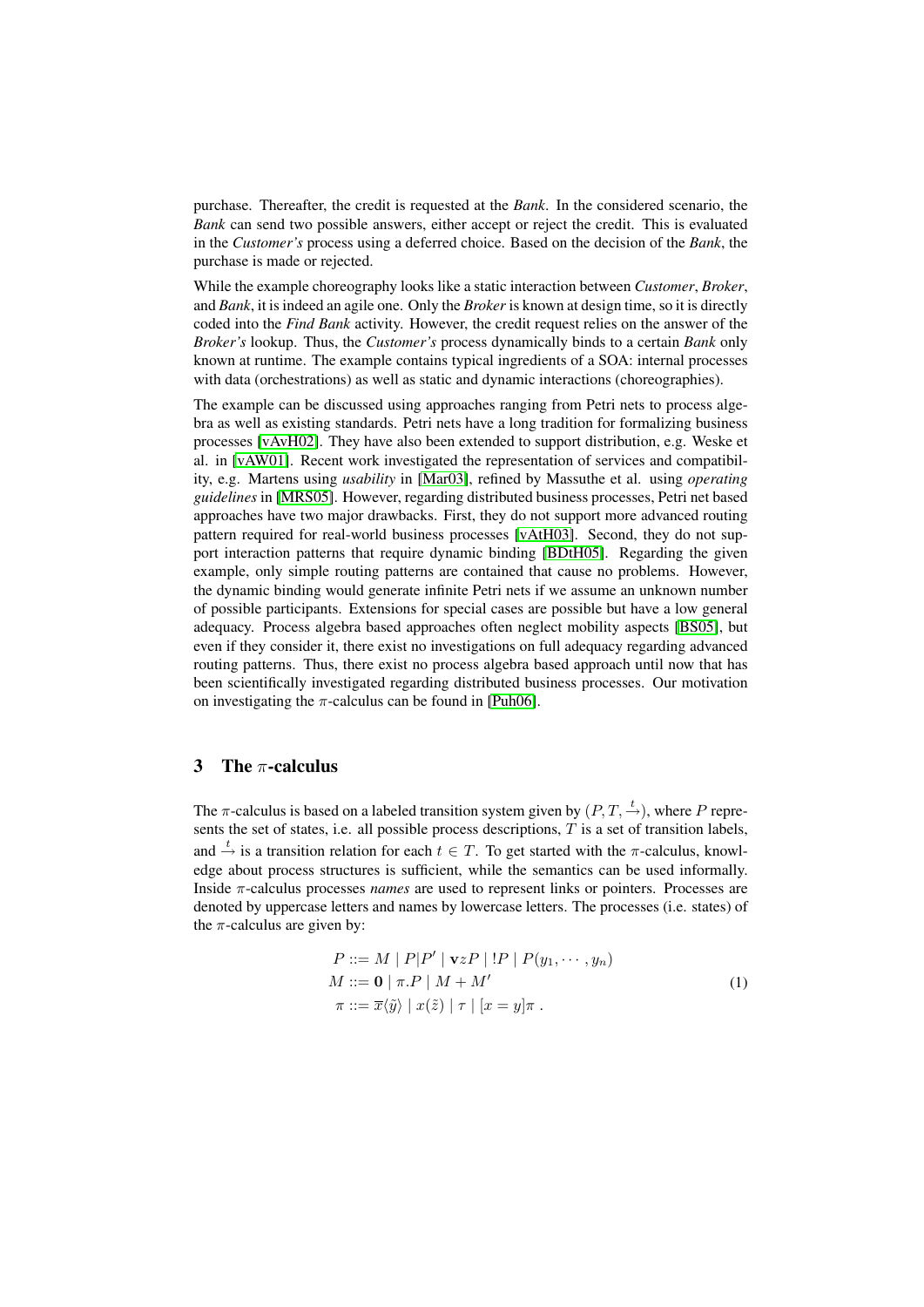purchase. Thereafter, the credit is requested at the *Bank*. In the considered scenario, the *Bank* can send two possible answers, either accept or reject the credit. This is evaluated in the *Customer's* process using a deferred choice. Based on the decision of the *Bank*, the purchase is made or rejected.

While the example choreography looks like a static interaction between *Customer*, *Broker*, and *Bank*, it is indeed an agile one. Only the *Broker* is known at design time, so it is directly coded into the *Find Bank* activity. However, the credit request relies on the answer of the *Broker's* lookup. Thus, the *Customer's* process dynamically binds to a certain *Bank* only known at runtime. The example contains typical ingredients of a SOA: internal processes with data (orchestrations) as well as static and dynamic interactions (choreographies).

The example can be discussed using approaches ranging from Petri nets to process algebra as well as existing standards. Petri nets have a long tradition for formalizing business processes [vAvH02]. They have also been extended to support distribution, e.g. Weske et al. in [vAW01]. Recent work investigated the representation of services and compatibility, e.g. Martens using *usability* in [Mar03], refined by Massuthe et al. using *operating guidelines* in [MRS05]. However, regarding distributed business processes, Petri net based approaches have two major drawbacks. First, they do not support more advanced routing pattern required for real-world business processes [vAtH03]. Second, they do not support interaction patterns that require dynamic binding [BDtH05]. Regarding the given example, only simple routing patterns are contained that cause no problems. However, the dynamic binding would generate infinite Petri nets if we assume an unknown number of possible participants. Extensions for special cases are possible but have a low general adequacy. Process algebra based approaches often neglect mobility aspects [BS05], but even if they consider it, there exist no investigations on full adequacy regarding advanced routing patterns. Thus, there exist no process algebra based approach until now that has been scientifically investigated regarding distributed business processes. Our motivation on investigating the $\pi$-calculus can be found in [Puh06].

## 3 The $\pi$-calculus

The $\pi$-calculus is based on a labeled transition system given by $(P, T, \xrightarrow{t})$, where $P$ represents the set of states, i.e. all possible process descriptions, $T$ is a set of transition labels, and $\xrightarrow{t}$ is a transition relation for each $t \in T$. To get started with the $\pi$-calculus, knowledge about process structures is sufficient, while the semantics can be used informally. Inside $\pi$-calculus processes *names* are used to represent links or pointers. Processes are denoted by uppercase letters and names by lowercase letters. The processes (i.e. states) of the $\pi$-calculus are given by:

$$
\begin{aligned}
P &::= M \mid P|P' \mid \mathbf{v}zP \mid !P \mid P(y_1, \cdots, y_n) \\
M &::= \mathbf{0} \mid \pi.P \mid M + M' \\
\pi &::= \overline{x}\langle\tilde{y}\rangle \mid x(\tilde{z}) \mid \tau \mid [x = y]\pi \; .
\end{aligned}
\tag{1}
$$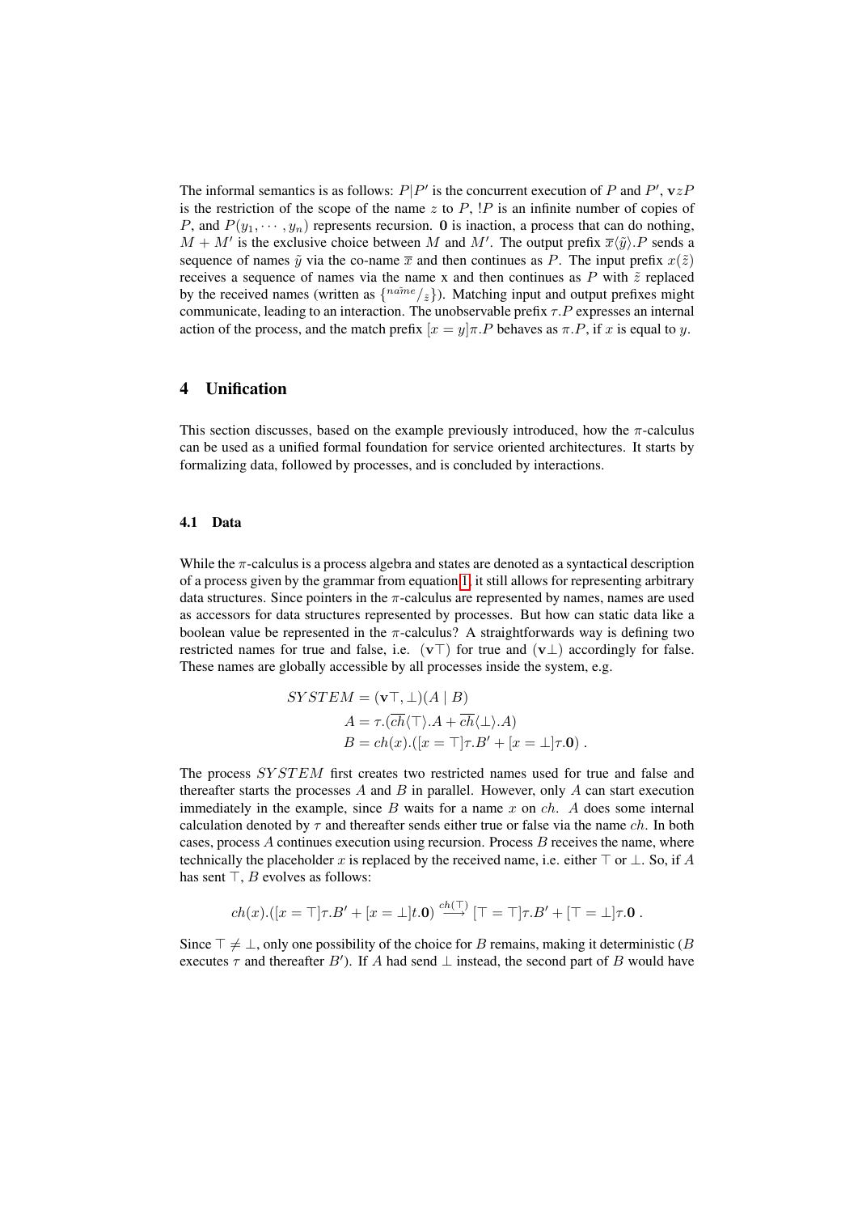The informal semantics is as follows: $P|P'$ is the concurrent execution of $P$ and $P'$, $\mathbf{v}zP$ is the restriction of the scope of the name $z$ to $P$, $!P$ is an infinite number of copies of $P$, and $P(y_1, \cdots, y_n)$ represents recursion. $\mathbf{0}$ is inaction, a process that can do nothing, $M + M'$ is the exclusive choice between $M$ and $M'$. The output prefix $\overline{x}\langle\tilde{y}\rangle.P$ sends a sequence of names $\tilde{y}$ via the co-name $\overline{x}$ and then continues as $P$. The input prefix $x(\tilde{z})$ receives a sequence of names via the name x and then continues as $P$ with $\tilde{z}$ replaced by the received names (written as $\{^{\tilde{name}}/_{\tilde{z}}\}$). Matching input and output prefixes might communicate, leading to an interaction. The unobservable prefix $\tau.P$ expresses an internal action of the process, and the match prefix $[x = y]\pi.P$ behaves as $\pi.P$, if $x$ is equal to $y$.

## 4 Unification

This section discusses, based on the example previously introduced, how the $\pi$-calculus can be used as a unified formal foundation for service oriented architectures. It starts by formalizing data, followed by processes, and is concluded by interactions.

### 4.1 Data

While the $\pi$-calculus is a process algebra and states are denoted as a syntactical description of a process given by the grammar from equation 1, it still allows for representing arbitrary data structures. Since pointers in the $\pi$-calculus are represented by names, names are used as accessors for data structures represented by processes. But how can static data like a boolean value be represented in the $\pi$-calculus? A straightforwards way is defining two restricted names for true and false, i.e. $(\mathbf{v}\top)$ for true and $(\mathbf{v}\bot)$ accordingly for false. These names are globally accessible by all processes inside the system, e.g.

$$
\begin{aligned}
SYSTEM &= (\mathbf{v}\top, \bot)(A \mid B) \\
A &= \tau.(\overline{ch}\langle\top\rangle.A + \overline{ch}\langle\bot\rangle.A) \\
B &= ch(x).([x = \top]\tau.B' + [x = \bot]\tau.\mathbf{0}) \ .
\end{aligned}
$$

The process $SYSTEM$ first creates two restricted names used for true and false and thereafter starts the processes $A$ and $B$ in parallel. However, only $A$ can start execution immediately in the example, since $B$ waits for a name $x$ on $ch$. $A$ does some internal calculation denoted by $\tau$ and thereafter sends either true or false via the name $ch$. In both cases, process $A$ continues execution using recursion. Process $B$ receives the name, where technically the placeholder $x$ is replaced by the received name, i.e. either $\top$ or $\bot$. So, if $A$ has sent $\top$, $B$ evolves as follows:

$$
ch(x).([x = \top]\tau.B' + [x = \bot]t.\mathbf{0}) \xrightarrow{ch(\top)} [\top = \top]\tau.B' + [\top = \bot]\tau.\mathbf{0} \ .
$$

Since $\top \neq \bot$, only one possibility of the choice for $B$ remains, making it deterministic ($B$ executes $\tau$ and thereafter $B'$). If $A$ had send $\bot$ instead, the second part of $B$ would have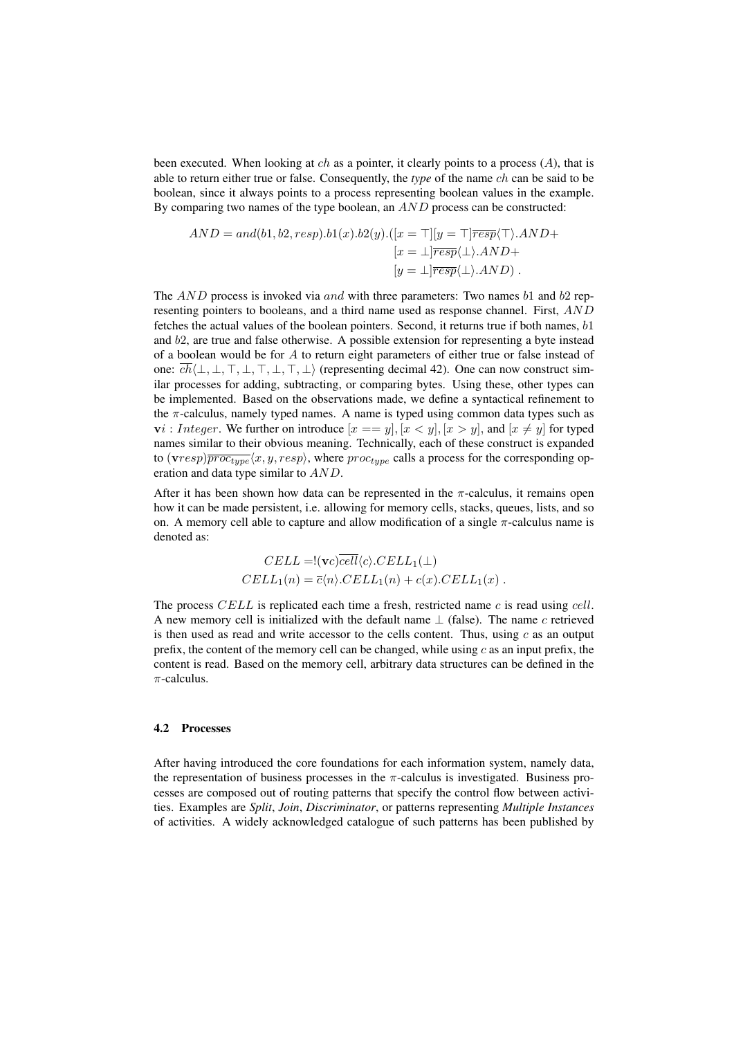been executed. When looking at $ch$ as a pointer, it clearly points to a process ($A$), that is able to return either true or false. Consequently, the *type* of the name $ch$ can be said to be boolean, since it always points to a process representing boolean values in the example. By comparing two names of the type boolean, an $AND$ process can be constructed:

$$\begin{aligned} AND = and(b1, b2, resp).b1(x).b2(y).([x = \top][y = \top]\overline{resp}\langle\top\rangle.AND + \\ [x = \bot]\overline{resp}\langle\bot\rangle.AND + \\ [y = \bot]\overline{resp}\langle\bot\rangle.AND) \ . \end{aligned}$$

The $AND$ process is invoked via $and$ with three parameters: Two names $b1$ and $b2$ representing pointers to booleans, and a third name used as response channel. First, $AND$ fetches the actual values of the boolean pointers. Second, it returns true if both names, $b1$ and $b2$, are true and false otherwise. A possible extension for representing a byte instead of a boolean would be for $A$ to return eight parameters of either true or false instead of one: $\overline{ch}\langle\bot, \bot, \top, \bot, \top, \bot, \top, \bot\rangle$ (representing decimal 42). One can now construct similar processes for adding, subtracting, or comparing bytes. Using these, other types can be implemented. Based on the observations made, we define a syntactical refinement to the $\pi$-calculus, namely typed names. A name is typed using common data types such as $\mathbf{v}i : Integer$. We further on introduce $[x == y], [x < y], [x > y]$, and $[x \neq y]$ for typed names similar to their obvious meaning. Technically, each of these construct is expanded to $(\mathbf{v}resp)\overline{proc_{type}}\langle x, y, resp\rangle$, where $proc_{type}$ calls a process for the corresponding operation and data type similar to $AND$.

After it has been shown how data can be represented in the $\pi$-calculus, it remains open how it can be made persistent, i.e. allowing for memory cells, stacks, queues, lists, and so on. A memory cell able to capture and allow modification of a single $\pi$-calculus name is denoted as:

$$\begin{aligned} CELL =& !(\mathbf{v}c)\overline{cell}\langle c\rangle.CELL_1(\bot) \\ CELL_1(n) =& \overline{c}\langle n\rangle.CELL_1(n) + c(x).CELL_1(x) \ . \end{aligned}$$

The process $CELL$ is replicated each time a fresh, restricted name $c$ is read using $cell$. A new memory cell is initialized with the default name $\bot$ (false). The name $c$ retrieved is then used as read and write accessor to the cells content. Thus, using $c$ as an output prefix, the content of the memory cell can be changed, while using $c$ as an input prefix, the content is read. Based on the memory cell, arbitrary data structures can be defined in the $\pi$-calculus.

### 4.2 Processes

After having introduced the core foundations for each information system, namely data, the representation of business processes in the $\pi$-calculus is investigated. Business processes are composed out of routing patterns that specify the control flow between activities. Examples are ***Split***, ***Join***, ***Discriminator***, or patterns representing ***Multiple Instances*** of activities. A widely acknowledged catalogue of such patterns has been published by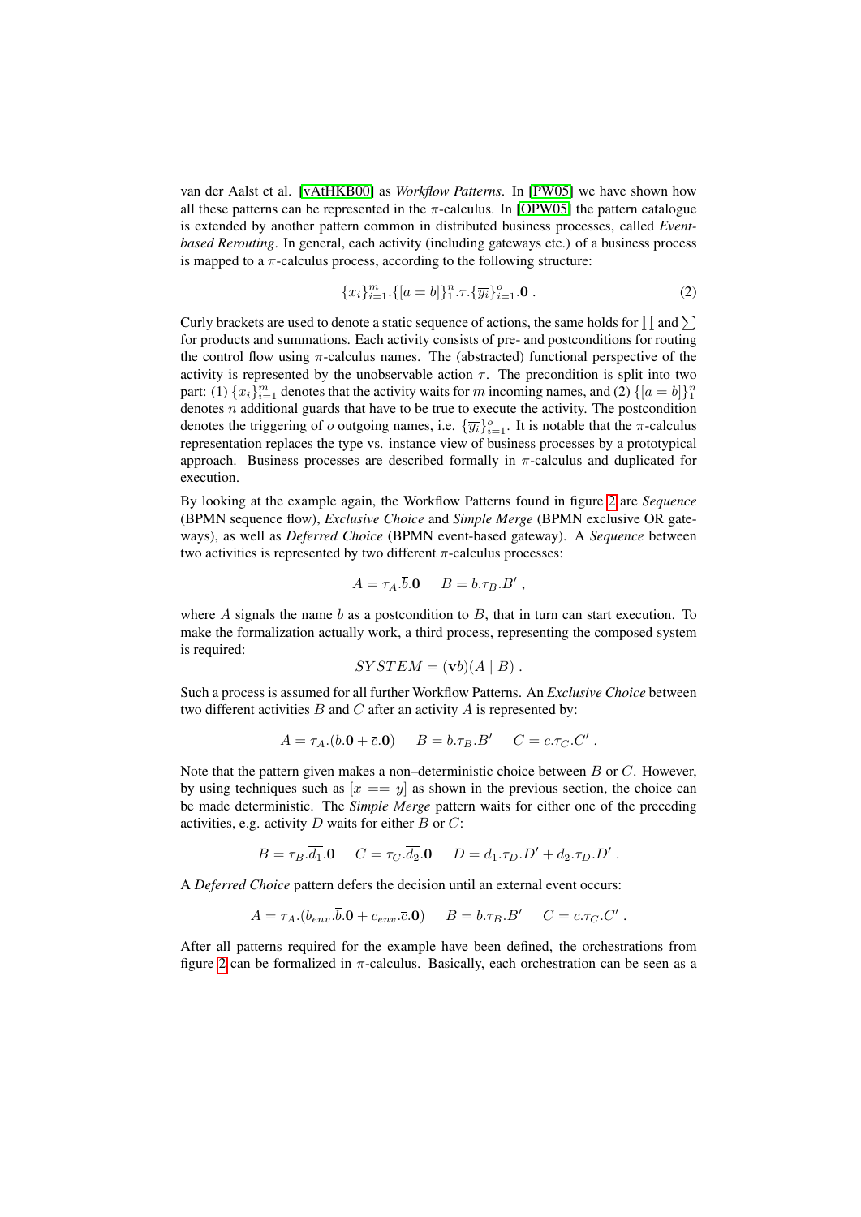van der Aalst et al. [vAtHKB00] as *Workflow Patterns*. In [PW05] we have shown how all these patterns can be represented in the $\pi$-calculus. In [OPW05] the pattern catalogue is extended by another pattern common in distributed business processes, called *Event-based Rerouting*. In general, each activity (including gateways etc.) of a business process is mapped to a $\pi$-calculus process, according to the following structure:

$$\{x_i\}_{i=1}^{m}.\{[a=b]\}_1^n.\tau.\{\overline{y_i}\}_{i=1}^{o}.\mathbf{0}\ . \tag{2}$$

Curly brackets are used to denote a static sequence of actions, the same holds for $\prod$ and $\sum$ for products and summations. Each activity consists of pre- and postconditions for routing the control flow using $\pi$-calculus names. The (abstracted) functional perspective of the activity is represented by the unobservable action $\tau$. The precondition is split into two part: (1) $\{x_i\}_{i=1}^{m}$ denotes that the activity waits for $m$ incoming names, and (2) $\{[a=b]\}_1^n$ denotes $n$ additional guards that have to be true to execute the activity. The postcondition denotes the triggering of $o$ outgoing names, i.e. $\{\overline{y_i}\}_{i=1}^{o}$. It is notable that the $\pi$-calculus representation replaces the type vs. instance view of business processes by a prototypical approach. Business processes are described formally in $\pi$-calculus and duplicated for execution.

By looking at the example again, the Workflow Patterns found in figure 2 are *Sequence* (BPMN sequence flow), *Exclusive Choice* and *Simple Merge* (BPMN exclusive OR gateways), as well as *Deferred Choice* (BPMN event-based gateway). A *Sequence* between two activities is represented by two different $\pi$-calculus processes:

$$A = \tau_A.\overline{b}.\mathbf{0} \qquad B = b.\tau_B.B'\ ,$$

where $A$ signals the name $b$ as a postcondition to $B$, that in turn can start execution. To make the formalization actually work, a third process, representing the composed system is required:

$$SYSTEM = (\mathbf{v}b)(A \mid B)\ .$$

Such a process is assumed for all further Workflow Patterns. An *Exclusive Choice* between two different activities $B$ and $C$ after an activity $A$ is represented by:

$$A = \tau_A.(\overline{b}.\mathbf{0} + \overline{c}.\mathbf{0}) \qquad B = b.\tau_B.B' \qquad C = c.\tau_C.C'\ .$$

Note that the pattern given makes a non–deterministic choice between $B$ or $C$. However, by using techniques such as $[x == y]$ as shown in the previous section, the choice can be made deterministic. The *Simple Merge* pattern waits for either one of the preceding activities, e.g. activity $D$ waits for either $B$ or $C$:

$$B = \tau_B.\overline{d_1}.\mathbf{0} \qquad C = \tau_C.\overline{d_2}.\mathbf{0} \qquad D = d_1.\tau_D.D' + d_2.\tau_D.D'\ .$$

A *Deferred Choice* pattern defers the decision until an external event occurs:

$$A = \tau_A.(b_{env}.\overline{b}.\mathbf{0} + c_{env}.\overline{c}.\mathbf{0}) \qquad B = b.\tau_B.B' \qquad C = c.\tau_C.C'\ .$$

After all patterns required for the example have been defined, the orchestrations from figure 2 can be formalized in $\pi$-calculus. Basically, each orchestration can be seen as a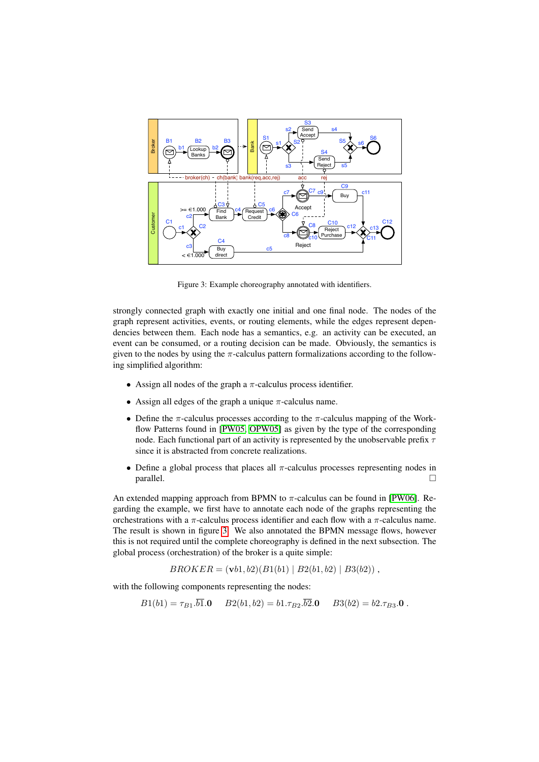Figure 3: Example choreography annotated with identifiers.

strongly connected graph with exactly one initial and one final node. The nodes of the graph represent activities, events, or routing elements, while the edges represent dependencies between them. Each node has a semantics, e.g. an activity can be executed, an event can be consumed, or a routing decision can be made. Obviously, the semantics is given to the nodes by using the $\pi$-calculus pattern formalizations according to the following simplified algorithm:

- Assign all nodes of the graph a $\pi$-calculus process identifier.
- Assign all edges of the graph a unique $\pi$-calculus name.
- Define the $\pi$-calculus processes according to the $\pi$-calculus mapping of the Workflow Patterns found in [PW05, OPW05] as given by the type of the corresponding node. Each functional part of an activity is represented by the unobservable prefix $\tau$ since it is abstracted from concrete realizations.
- Define a global process that places all $\pi$-calculus processes representing nodes in parallel. □

An extended mapping approach from BPMN to $\pi$-calculus can be found in [PW06]. Regarding the example, we first have to annotate each node of the graphs representing the orchestrations with a $\pi$-calculus process identifier and each flow with a $\pi$-calculus name. The result is shown in figure 3. We also annotated the BPMN message flows, however this is not required until the complete choreography is defined in the next subsection. The global process (orchestration) of the broker is a quite simple:

$$BROKER = (\mathbf{v}b1, b2)(B1(b1) \mid B2(b1, b2) \mid B3(b2)) \ ,$$

with the following components representing the nodes:

$$B1(b1) = \tau_{B1}.\overline{b1}.\mathbf{0} \qquad B2(b1, b2) = b1.\tau_{B2}.\overline{b2}.\mathbf{0} \qquad B3(b2) = b2.\tau_{B3}.\mathbf{0} \ .$$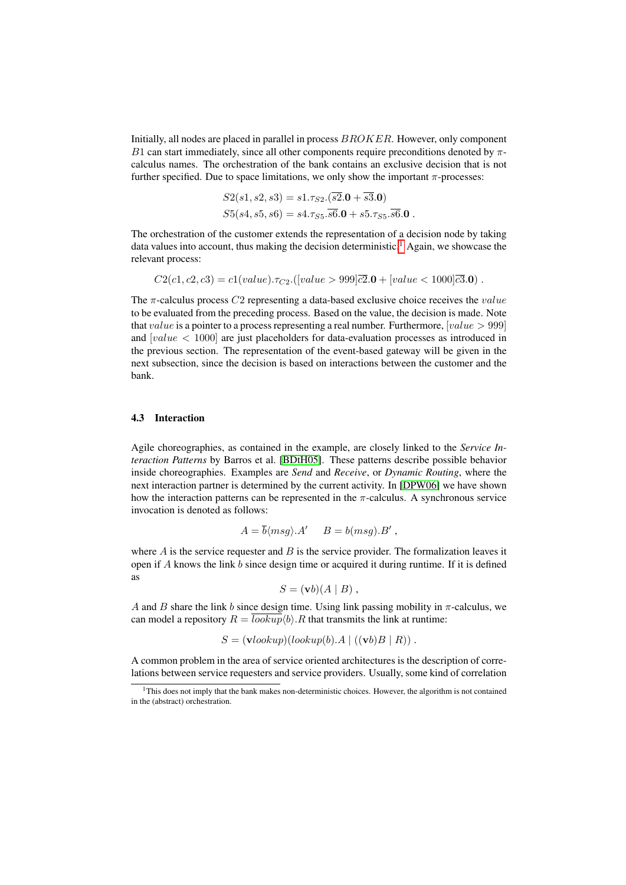Initially, all nodes are placed in parallel in process $BROKER$. However, only component $B1$ can start immediately, since all other components require preconditions denoted by $\pi$-calculus names. The orchestration of the bank contains an exclusive decision that is not further specified. Due to space limitations, we only show the important $\pi$-processes:

$$S2(s1, s2, s3) = s1.\tau_{S2}.(\overline{s2}.\mathbf{0} + \overline{s3}.\mathbf{0})$$
$$S5(s4, s5, s6) = s4.\tau_{S5}.\overline{s6}.\mathbf{0} + s5.\tau_{S5}.\overline{s6}.\mathbf{0}\ .$$

The orchestration of the customer extends the representation of a decision node by taking data values into account, thus making the decision deterministic.[1] Again, we showcase the relevant process:

$$C2(c1, c2, c3) = c1(value).\tau_{C2}.([value > 999]\overline{c2}.\mathbf{0} + [value < 1000]\overline{c3}.\mathbf{0})\ .$$

The $\pi$-calculus process $C2$ representing a data-based exclusive choice receives the $value$ to be evaluated from the preceding process. Based on the value, the decision is made. Note that $value$ is a pointer to a process representing a real number. Furthermore, $[value > 999]$ and $[value < 1000]$ are just placeholders for data-evaluation processes as introduced in the previous section. The representation of the event-based gateway will be given in the next subsection, since the decision is based on interactions between the customer and the bank.

### 4.3 Interaction

Agile choreographies, as contained in the example, are closely linked to the ***Service Interaction Patterns*** by Barros et al. [BDtH05]. These patterns describe possible behavior inside choreographies. Examples are ***Send*** and ***Receive***, or ***Dynamic Routing***, where the next interaction partner is determined by the current activity. In [DPW06] we have shown how the interaction patterns can be represented in the $\pi$-calculus. A synchronous service invocation is denoted as follows:

$$A = \overline{b}\langle msg\rangle.A' \quad\quad B = b(msg).B'\ ,$$

where $A$ is the service requester and $B$ is the service provider. The formalization leaves it open if $A$ knows the link $b$ since design time or acquired it during runtime. If it is defined as

$$S = (\mathbf{v}b)(A \mid B)\ ,$$

$A$ and $B$ share the link $b$ since design time. Using link passing mobility in $\pi$-calculus, we can model a repository $R = \overline{lookup}\langle b\rangle.R$ that transmits the link at runtime:

$$S = (\mathbf{v}lookup)(lookup(b).A \mid ((\mathbf{v}b)B \mid R))\ .$$

A common problem in the area of service oriented architectures is the description of correlations between service requesters and service providers. Usually, some kind of correlation

[1] This does not imply that the bank makes non-deterministic choices. However, the algorithm is not contained in the (abstract) orchestration.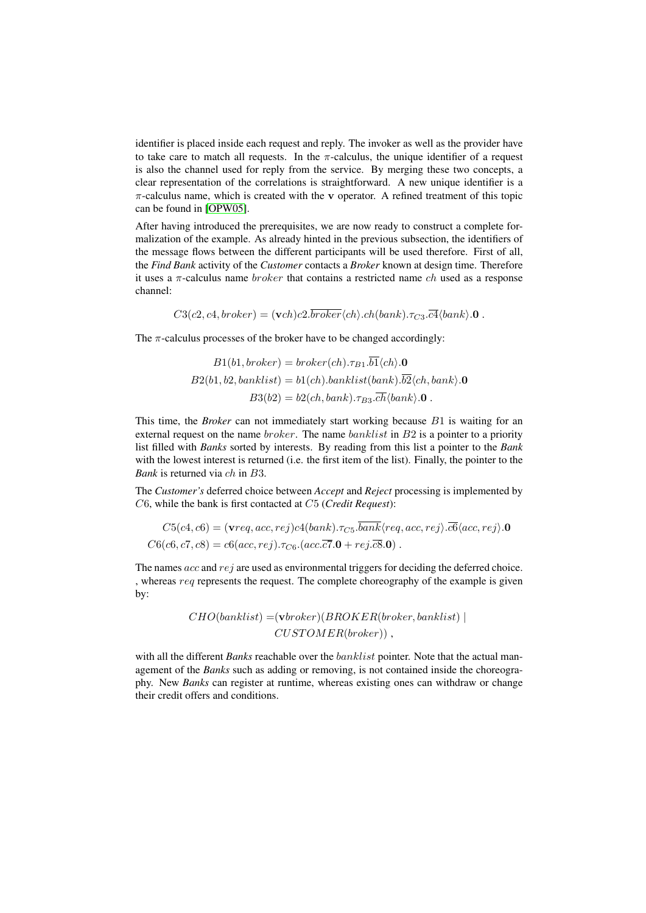identifier is placed inside each request and reply. The invoker as well as the provider have to take care to match all requests. In the $\pi$-calculus, the unique identifier of a request is also the channel used for reply from the service. By merging these two concepts, a clear representation of the correlations is straightforward. A new unique identifier is a $\pi$-calculus name, which is created with the $\mathbf{v}$ operator. A refined treatment of this topic can be found in [OPW05].

After having introduced the prerequisites, we are now ready to construct a complete formalization of the example. As already hinted in the previous subsection, the identifiers of the message flows between the different participants will be used therefore. First of all, the ***Find Bank*** activity of the ***Customer*** contacts a ***Broker*** known at design time. Therefore it uses a $\pi$-calculus name $broker$ that contains a restricted name $ch$ used as a response channel:

$$C3(c2, c4, broker) = (\mathbf{v}ch)c2.\overline{broker}\langle ch\rangle.ch(bank).\tau_{C3}.\overline{c4}\langle bank\rangle.\mathbf{0}\ .$$

The $\pi$-calculus processes of the broker have to be changed accordingly:

$$\begin{aligned}
B1(b1, broker) &= broker(ch).\tau_{B1}.\overline{b1}\langle ch\rangle.\mathbf{0}\\
B2(b1, b2, banklist) &= b1(ch).banklist(bank).\overline{b2}\langle ch, bank\rangle.\mathbf{0}\\
B3(b2) &= b2(ch, bank).\tau_{B3}.\overline{ch}\langle bank\rangle.\mathbf{0}\ .
\end{aligned}$$

This time, the ***Broker*** can not immediately start working because $B1$ is waiting for an external request on the name $broker$. The name $banklist$ in $B2$ is a pointer to a priority list filled with ***Banks*** sorted by interests. By reading from this list a pointer to the ***Bank*** with the lowest interest is returned (i.e. the first item of the list). Finally, the pointer to the ***Bank*** is returned via $ch$ in $B3$.

The ***Customer's*** deferred choice between ***Accept*** and ***Reject*** processing is implemented by $C6$, while the bank is first contacted at $C5$ (***Credit Request***):

$$\begin{aligned}
C5(c4, c6) &= (\mathbf{v}req, acc, rej)c4(bank).\tau_{C5}.\overline{bank}\langle req, acc, rej\rangle.\overline{c6}\langle acc, rej\rangle.\mathbf{0}\\
C6(c6, c7, c8) &= c6(acc, rej).\tau_{C6}.(acc.\overline{c7}.\mathbf{0} + rej.\overline{c8}.\mathbf{0})\ .
\end{aligned}$$

The names $acc$ and $rej$ are used as environmental triggers for deciding the deferred choice. , whereas $req$ represents the request. The complete choreography of the example is given by:

$$\begin{aligned}
CHO(banklist) = &(\mathbf{v}broker)(BROKER(broker, banklist)\ |\\
&CUSTOMER(broker))\ ,
\end{aligned}$$

with all the different ***Banks*** reachable over the $banklist$ pointer. Note that the actual management of the ***Banks*** such as adding or removing, is not contained inside the choreography. New ***Banks*** can register at runtime, whereas existing ones can withdraw or change their credit offers and conditions.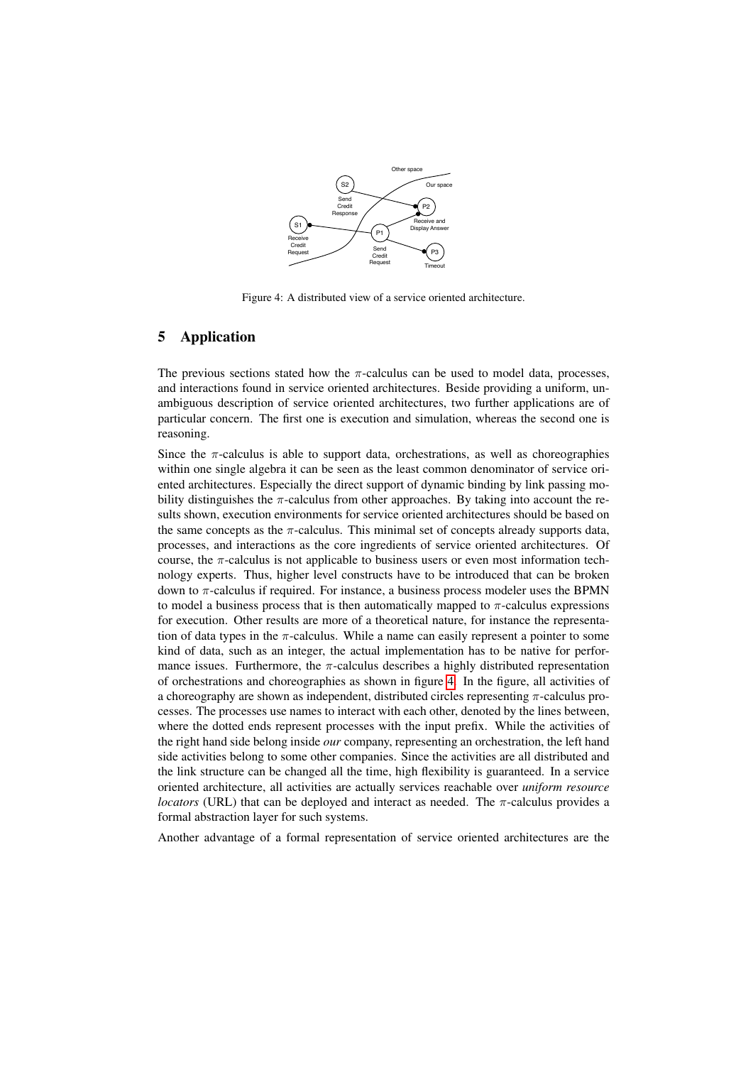Figure 4: A distributed view of a service oriented architecture.

## 5 Application

The previous sections stated how the $\pi$-calculus can be used to model data, processes, and interactions found in service oriented architectures. Beside providing a uniform, unambiguous description of service oriented architectures, two further applications are of particular concern. The first one is execution and simulation, whereas the second one is reasoning.

Since the $\pi$-calculus is able to support data, orchestrations, as well as choreographies within one single algebra it can be seen as the least common denominator of service oriented architectures. Especially the direct support of dynamic binding by link passing mobility distinguishes the $\pi$-calculus from other approaches. By taking into account the results shown, execution environments for service oriented architectures should be based on the same concepts as the $\pi$-calculus. This minimal set of concepts already supports data, processes, and interactions as the core ingredients of service oriented architectures. Of course, the $\pi$-calculus is not applicable to business users or even most information technology experts. Thus, higher level constructs have to be introduced that can be broken down to $\pi$-calculus if required. For instance, a business process modeler uses the BPMN to model a business process that is then automatically mapped to $\pi$-calculus expressions for execution. Other results are more of a theoretical nature, for instance the representation of data types in the $\pi$-calculus. While a name can easily represent a pointer to some kind of data, such as an integer, the actual implementation has to be native for performance issues. Furthermore, the $\pi$-calculus describes a highly distributed representation of orchestrations and choreographies as shown in figure 4. In the figure, all activities of a choreography are shown as independent, distributed circles representing $\pi$-calculus processes. The processes use names to interact with each other, denoted by the lines between, where the dotted ends represent processes with the input prefix. While the activities of the right hand side belong inside *our* company, representing an orchestration, the left hand side activities belong to some other companies. Since the activities are all distributed and the link structure can be changed all the time, high flexibility is guaranteed. In a service oriented architecture, all activities are actually services reachable over *uniform resource locators* (URL) that can be deployed and interact as needed. The $\pi$-calculus provides a formal abstraction layer for such systems.

Another advantage of a formal representation of service oriented architectures are the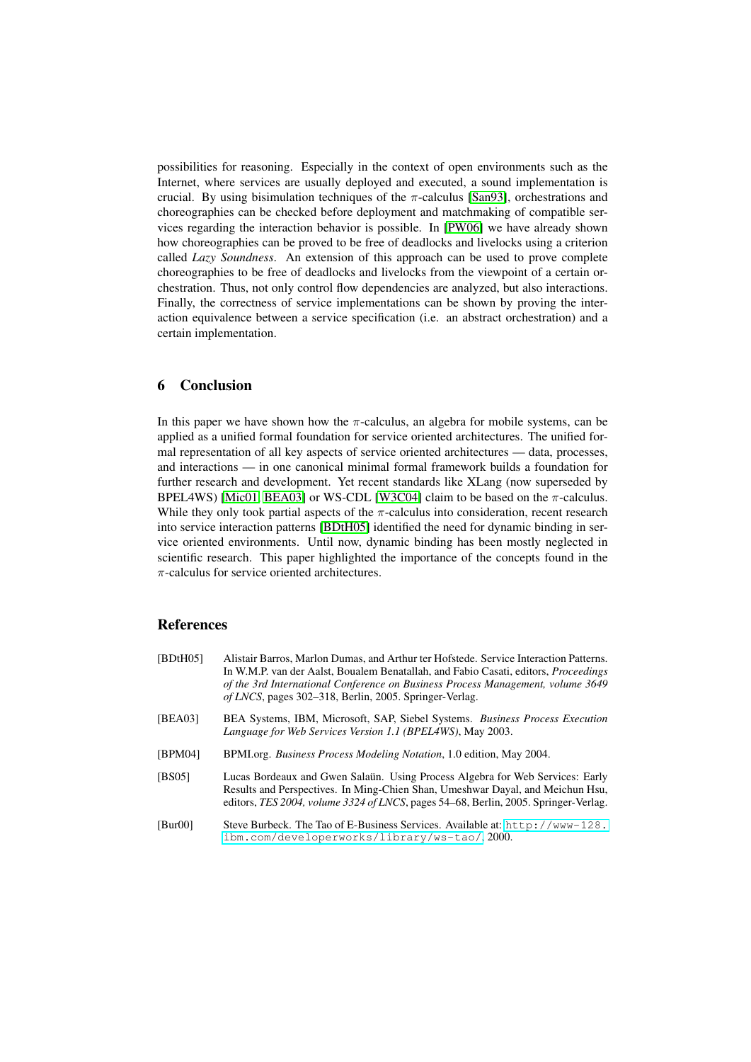possibilities for reasoning. Especially in the context of open environments such as the Internet, where services are usually deployed and executed, a sound implementation is crucial. By using bisimulation techniques of the $\pi$-calculus [San93], orchestrations and choreographies can be checked before deployment and matchmaking of compatible services regarding the interaction behavior is possible. In [PW06] we have already shown how choreographies can be proved to be free of deadlocks and livelocks using a criterion called *Lazy Soundness*. An extension of this approach can be used to prove complete choreographies to be free of deadlocks and livelocks from the viewpoint of a certain orchestration. Thus, not only control flow dependencies are analyzed, but also interactions. Finally, the correctness of service implementations can be shown by proving the interaction equivalence between a service specification (i.e. an abstract orchestration) and a certain implementation.

## 6 Conclusion

In this paper we have shown how the $\pi$-calculus, an algebra for mobile systems, can be applied as a unified formal foundation for service oriented architectures. The unified formal representation of all key aspects of service oriented architectures — data, processes, and interactions — in one canonical minimal formal framework builds a foundation for further research and development. Yet recent standards like XLang (now superseded by BPEL4WS) [Mic01, BEA03] or WS-CDL [W3C04] claim to be based on the $\pi$-calculus. While they only took partial aspects of the $\pi$-calculus into consideration, recent research into service interaction patterns [BDtH05] identified the need for dynamic binding in service oriented environments. Until now, dynamic binding has been mostly neglected in scientific research. This paper highlighted the importance of the concepts found in the $\pi$-calculus for service oriented architectures.

## References

[BDtH05] Alistair Barros, Marlon Dumas, and Arthur ter Hofstede. Service Interaction Patterns. In W.M.P. van der Aalst, Boualem Benatallah, and Fabio Casati, editors, *Proceedings of the 3rd International Conference on Business Process Management, volume 3649 of LNCS*, pages 302–318, Berlin, 2005. Springer-Verlag.

[BEA03] BEA Systems, IBM, Microsoft, SAP, Siebel Systems. *Business Process Execution Language for Web Services Version 1.1 (BPEL4WS)*, May 2003.

[BPM04] BPMI.org. *Business Process Modeling Notation*, 1.0 edition, May 2004.

[BS05] Lucas Bordeaux and Gwen Salaün. Using Process Algebra for Web Services: Early Results and Perspectives. In Ming-Chien Shan, Umeshwar Dayal, and Meichun Hsu, editors, *TES 2004, volume 3324 of LNCS*, pages 54–68, Berlin, 2005. Springer-Verlag.

[Bur00] Steve Burbeck. The Tao of E-Business Services. Available at: http://www-128.ibm.com/developerworks/library/ws-tao/, 2000.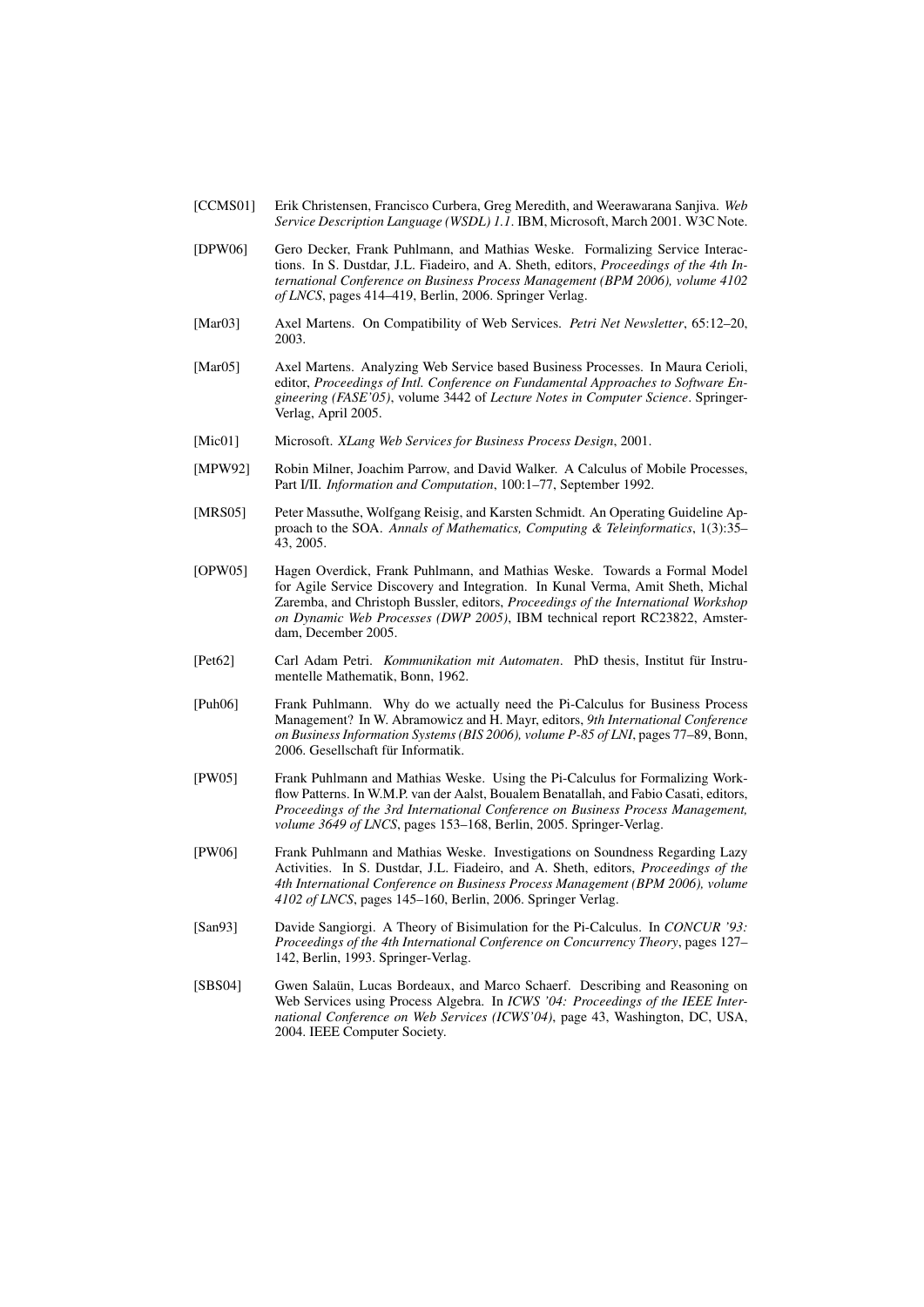[CCMS01] Erik Christensen, Francisco Curbera, Greg Meredith, and Weerawarana Sanjiva. *Web Service Description Language (WSDL) 1.1*. IBM, Microsoft, March 2001. W3C Note.

[DPW06] Gero Decker, Frank Puhlmann, and Mathias Weske. Formalizing Service Interactions. In S. Dustdar, J.L. Fiadeiro, and A. Sheth, editors, *Proceedings of the 4th International Conference on Business Process Management (BPM 2006), volume 4102 of LNCS*, pages 414–419, Berlin, 2006. Springer Verlag.

[Mar03] Axel Martens. On Compatibility of Web Services. *Petri Net Newsletter*, 65:12–20, 2003.

[Mar05] Axel Martens. Analyzing Web Service based Business Processes. In Maura Cerioli, editor, *Proceedings of Intl. Conference on Fundamental Approaches to Software Engineering (FASE'05)*, volume 3442 of *Lecture Notes in Computer Science*. Springer-Verlag, April 2005.

[Mic01] Microsoft. *XLang Web Services for Business Process Design*, 2001.

[MPW92] Robin Milner, Joachim Parrow, and David Walker. A Calculus of Mobile Processes, Part I/II. *Information and Computation*, 100:1–77, September 1992.

[MRS05] Peter Massuthe, Wolfgang Reisig, and Karsten Schmidt. An Operating Guideline Approach to the SOA. *Annals of Mathematics, Computing & Teleinformatics*, 1(3):35–43, 2005.

[OPW05] Hagen Overdick, Frank Puhlmann, and Mathias Weske. Towards a Formal Model for Agile Service Discovery and Integration. In Kunal Verma, Amit Sheth, Michal Zaremba, and Christoph Bussler, editors, *Proceedings of the International Workshop on Dynamic Web Processes (DWP 2005)*, IBM technical report RC23822, Amsterdam, December 2005.

[Pet62] Carl Adam Petri. *Kommunikation mit Automaten*. PhD thesis, Institut für Instrumentelle Mathematik, Bonn, 1962.

[Puh06] Frank Puhlmann. Why do we actually need the Pi-Calculus for Business Process Management? In W. Abramowicz and H. Mayr, editors, *9th International Conference on Business Information Systems (BIS 2006), volume P-85 of LNI*, pages 77–89, Bonn, 2006. Gesellschaft für Informatik.

[PW05] Frank Puhlmann and Mathias Weske. Using the Pi-Calculus for Formalizing Workflow Patterns. In W.M.P. van der Aalst, Boualem Benatallah, and Fabio Casati, editors, *Proceedings of the 3rd International Conference on Business Process Management, volume 3649 of LNCS*, pages 153–168, Berlin, 2005. Springer-Verlag.

[PW06] Frank Puhlmann and Mathias Weske. Investigations on Soundness Regarding Lazy Activities. In S. Dustdar, J.L. Fiadeiro, and A. Sheth, editors, *Proceedings of the 4th International Conference on Business Process Management (BPM 2006), volume 4102 of LNCS*, pages 145–160, Berlin, 2006. Springer Verlag.

[San93] Davide Sangiorgi. A Theory of Bisimulation for the Pi-Calculus. In *CONCUR '93: Proceedings of the 4th International Conference on Concurrency Theory*, pages 127–142, Berlin, 1993. Springer-Verlag.

[SBS04] Gwen Salaün, Lucas Bordeaux, and Marco Schaerf. Describing and Reasoning on Web Services using Process Algebra. In *ICWS '04: Proceedings of the IEEE International Conference on Web Services (ICWS'04)*, page 43, Washington, DC, USA, 2004. IEEE Computer Society.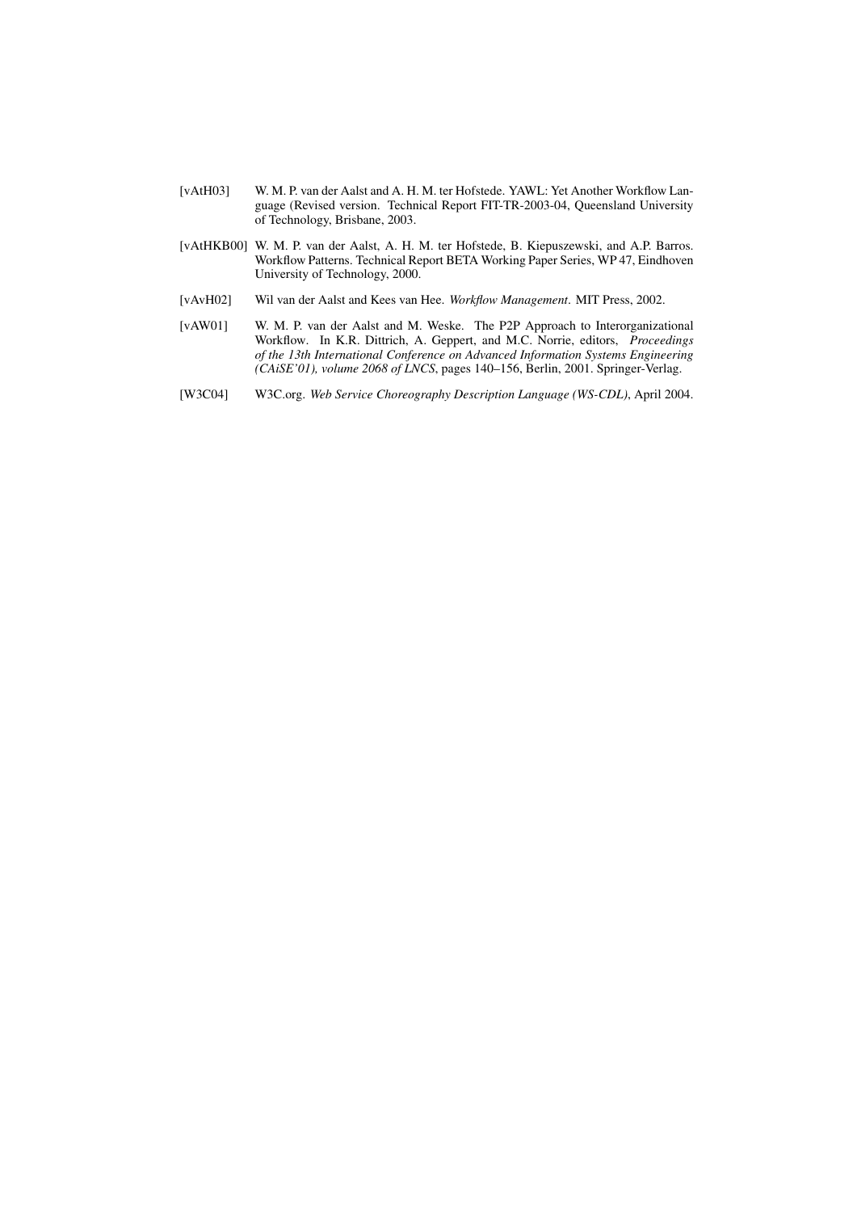[vAtH03] W. M. P. van der Aalst and A. H. M. ter Hofstede. YAWL: Yet Another Workflow Language (Revised version. Technical Report FIT-TR-2003-04, Queensland University of Technology, Brisbane, 2003.

[vAtHKB00] W. M. P. van der Aalst, A. H. M. ter Hofstede, B. Kiepuszewski, and A.P. Barros. Workflow Patterns. Technical Report BETA Working Paper Series, WP 47, Eindhoven University of Technology, 2000.

[vAvH02] Wil van der Aalst and Kees van Hee. *Workflow Management*. MIT Press, 2002.

[vAW01] W. M. P. van der Aalst and M. Weske. The P2P Approach to Interorganizational Workflow. In K.R. Dittrich, A. Geppert, and M.C. Norrie, editors, *Proceedings of the 13th International Conference on Advanced Information Systems Engineering (CAiSE'01), volume 2068 of LNCS*, pages 140–156, Berlin, 2001. Springer-Verlag.

[W3C04] W3C.org. *Web Service Choreography Description Language (WS-CDL)*, April 2004.